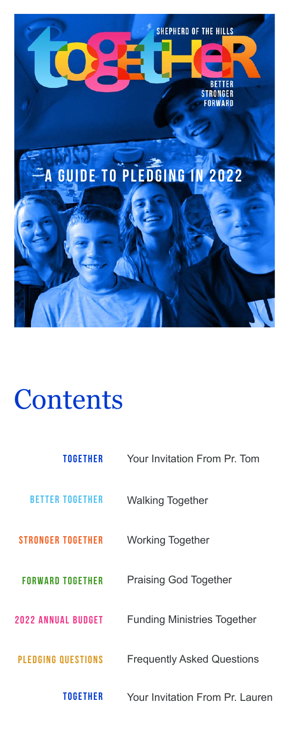SHEPHERD OF THE HILLS

# TOGETHER

BETTER
STRONGER
FORWARD

## A GUIDE TO PLEDGING IN 2022

# Contents

| | |
|---|---|
| TOGETHER | Your Invitation From Pr. Tom |
| BETTER TOGETHER | Walking Together |
| STRONGER TOGETHER | Working Together |
| FORWARD TOGETHER | Praising God Together |
| 2022 ANNUAL BUDGET | Funding Ministries Together |
| PLEDGING QUESTIONS | Frequently Asked Questions |
| TOGETHER | Your Invitation From Pr. Lauren |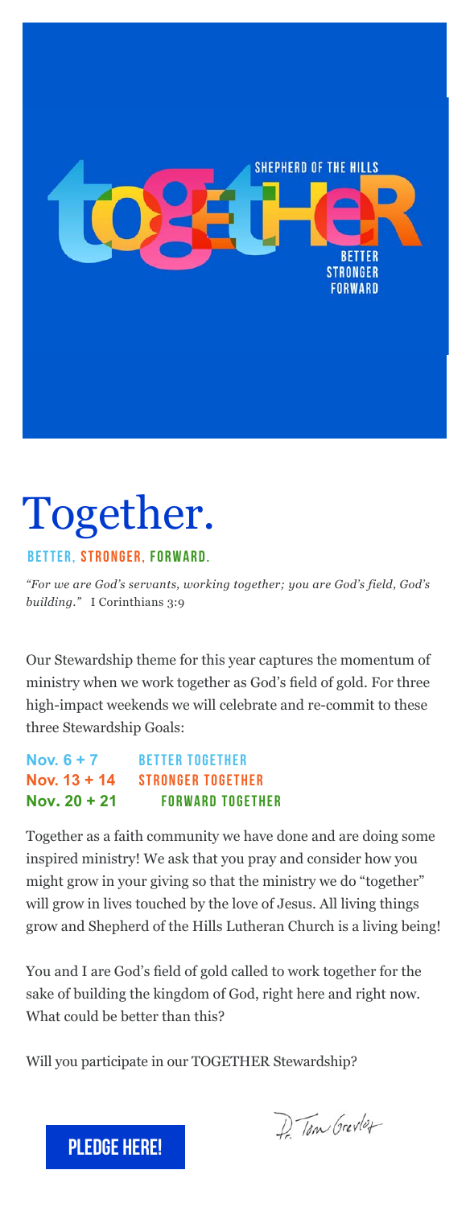# Together.

**BETTER, STRONGER, FORWARD.**

*"For we are God's servants, working together; you are God's field, God's building."* I Corinthians 3:9

Our Stewardship theme for this year captures the momentum of ministry when we work together as God's field of gold. For three high-impact weekends we will celebrate and re-commit to these three Stewardship Goals:

**Nov. 6 + 7** BETTER TOGETHER
**Nov. 13 + 14** STRONGER TOGETHER
**Nov. 20 + 21** FORWARD TOGETHER

Together as a faith community we have done and are doing some inspired ministry! We ask that you pray and consider how you might grow in your giving so that the ministry we do "together" will grow in lives touched by the love of Jesus. All living things grow and Shepherd of the Hills Lutheran Church is a living being!

You and I are God's field of gold called to work together for the sake of building the kingdom of God, right here and right now. What could be better than this?

Will you participate in our TOGETHER Stewardship?

Pr. Tom Grevlos

**PLEDGE HERE!**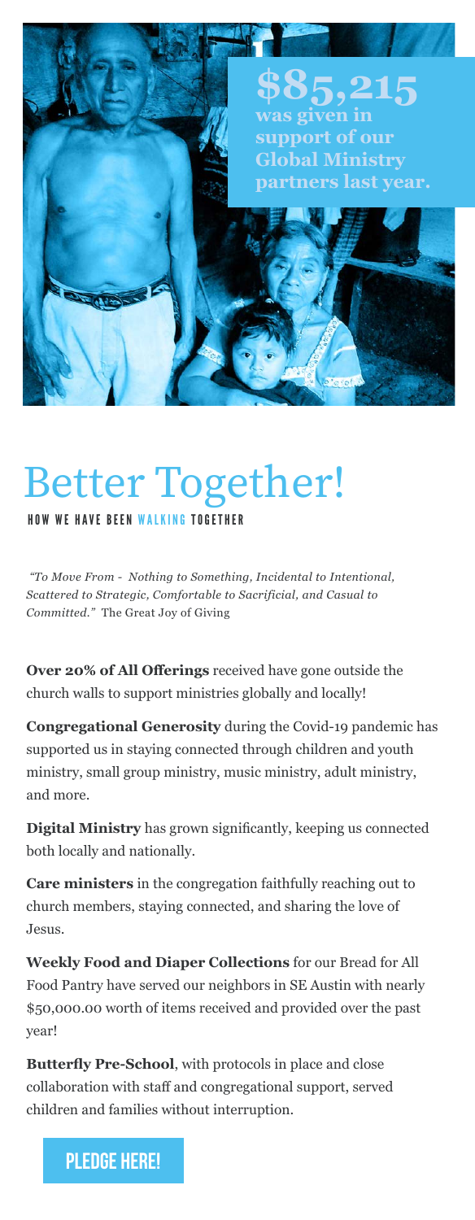**$85,215** was given in support of our Global Ministry partners last year.

# Better Together!

## HOW WE HAVE BEEN WALKING TOGETHER

*"To Move From - Nothing to Something, Incidental to Intentional, Scattered to Strategic, Comfortable to Sacrificial, and Casual to Committed."* The Great Joy of Giving

**Over 20% of All Offerings** received have gone outside the church walls to support ministries globally and locally!

**Congregational Generosity** during the Covid-19 pandemic has supported us in staying connected through children and youth ministry, small group ministry, music ministry, adult ministry, and more.

**Digital Ministry** has grown significantly, keeping us connected both locally and nationally.

**Care ministers** in the congregation faithfully reaching out to church members, staying connected, and sharing the love of Jesus.

**Weekly Food and Diaper Collections** for our Bread for All Food Pantry have served our neighbors in SE Austin with nearly $50,000.00 worth of items received and provided over the past year!

**Butterfly Pre-School**, with protocols in place and close collaboration with staff and congregational support, served children and families without interruption.

**PLEDGE HERE!**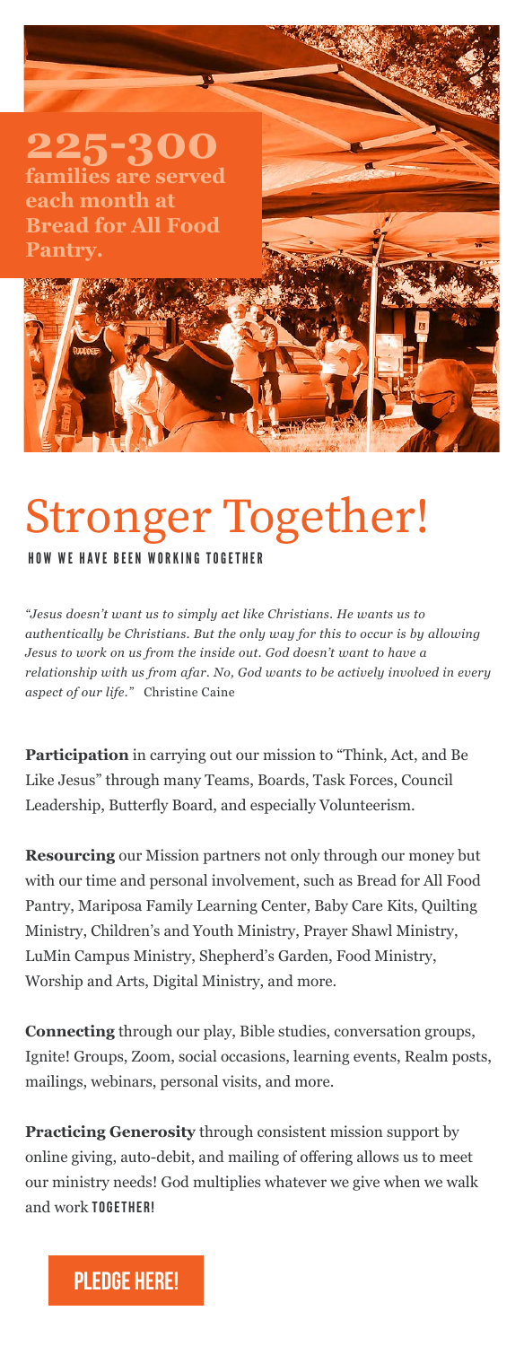**225-300** families are served each month at Bread for All Food Pantry.

# Stronger Together!

## HOW WE HAVE BEEN WORKING TOGETHER

*"Jesus doesn't want us to simply act like Christians. He wants us to authentically be Christians. But the only way for this to occur is by allowing Jesus to work on us from the inside out. God doesn't want to have a relationship with us from afar. No, God wants to be actively involved in every aspect of our life."* Christine Caine

**Participation** in carrying out our mission to "Think, Act, and Be Like Jesus" through many Teams, Boards, Task Forces, Council Leadership, Butterfly Board, and especially Volunteerism.

**Resourcing** our Mission partners not only through our money but with our time and personal involvement, such as Bread for All Food Pantry, Mariposa Family Learning Center, Baby Care Kits, Quilting Ministry, Children's and Youth Ministry, Prayer Shawl Ministry, LuMin Campus Ministry, Shepherd's Garden, Food Ministry, Worship and Arts, Digital Ministry, and more.

**Connecting** through our play, Bible studies, conversation groups, Ignite! Groups, Zoom, social occasions, learning events, Realm posts, mailings, webinars, personal visits, and more.

**Practicing Generosity** through consistent mission support by online giving, auto-debit, and mailing of offering allows us to meet our ministry needs! God multiplies whatever we give when we walk and work **TOGETHER!**

**PLEDGE HERE!**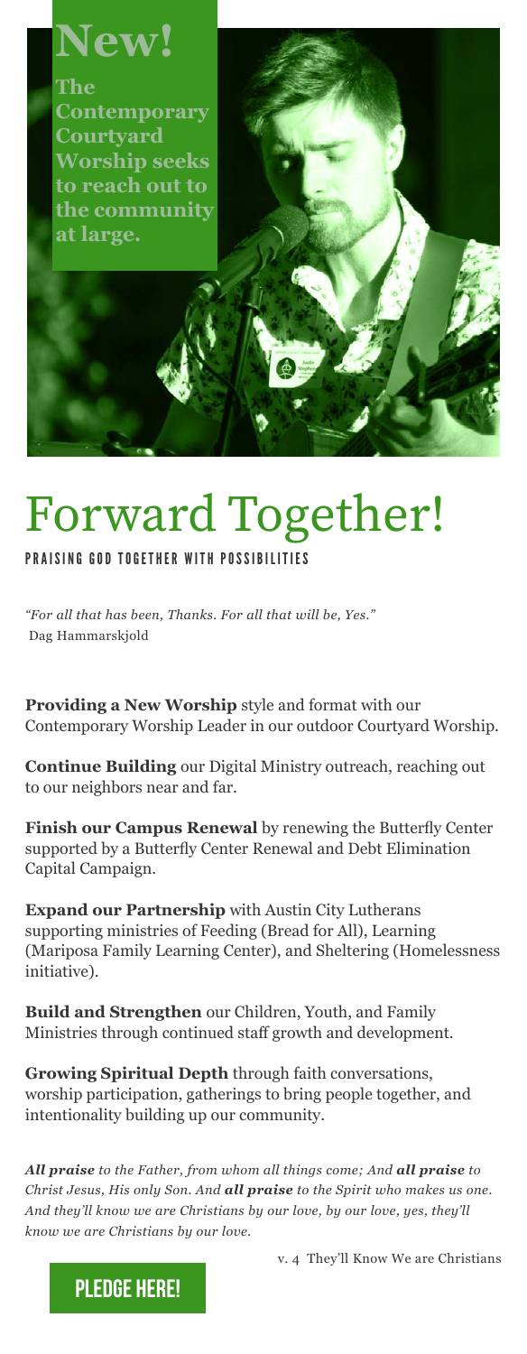# New!

**The Contemporary Courtyard Worship seeks to reach out to the community at large.**

# Forward Together!

PRAISING GOD TOGETHER WITH POSSIBILITIES

*"For all that has been, Thanks. For all that will be, Yes."*
Dag Hammarskjold

**Providing a New Worship** style and format with our Contemporary Worship Leader in our outdoor Courtyard Worship.

**Continue Building** our Digital Ministry outreach, reaching out to our neighbors near and far.

**Finish our Campus Renewal** by renewing the Butterfly Center supported by a Butterfly Center Renewal and Debt Elimination Capital Campaign.

**Expand our Partnership** with Austin City Lutherans supporting ministries of Feeding (Bread for All), Learning (Mariposa Family Learning Center), and Sheltering (Homelessness initiative).

**Build and Strengthen** our Children, Youth, and Family Ministries through continued staff growth and development.

**Growing Spiritual Depth** through faith conversations, worship participation, gatherings to bring people together, and intentionality building up our community.

***All praise*** *to the Father, from whom all things come; And* ***all praise*** *to Christ Jesus, His only Son. And* ***all praise*** *to the Spirit who makes us one. And they'll know we are Christians by our love, by our love, yes, they'll know we are Christians by our love.*

v. 4 They'll Know We are Christians

**PLEDGE HERE!**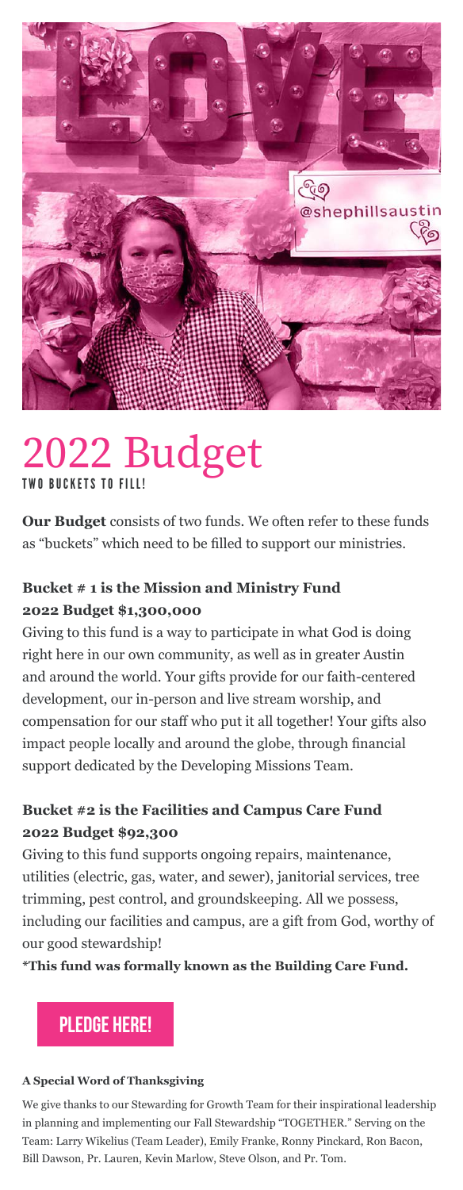# 2022 Budget

**TWO BUCKETS TO FILL!**

**Our Budget** consists of two funds. We often refer to these funds as "buckets" which need to be filled to support our ministries.

### Bucket # 1 is the Mission and Ministry Fund
### 2022 Budget $1,300,000

Giving to this fund is a way to participate in what God is doing right here in our own community, as well as in greater Austin and around the world. Your gifts provide for our faith-centered development, our in-person and live stream worship, and compensation for our staff who put it all together! Your gifts also impact people locally and around the globe, through financial support dedicated by the Developing Missions Team.

### Bucket #2 is the Facilities and Campus Care Fund
### 2022 Budget $92,300

Giving to this fund supports ongoing repairs, maintenance, utilities (electric, gas, water, and sewer), janitorial services, tree trimming, pest control, and groundskeeping. All we possess, including our facilities and campus, are a gift from God, worthy of our good stewardship!

**\*This fund was formally known as the Building Care Fund.**

**PLEDGE HERE!**

**A Special Word of Thanksgiving**

We give thanks to our Stewarding for Growth Team for their inspirational leadership in planning and implementing our Fall Stewardship "TOGETHER." Serving on the Team: Larry Wikelius (Team Leader), Emily Franke, Ronny Pinckard, Ron Bacon, Bill Dawson, Pr. Lauren, Kevin Marlow, Steve Olson, and Pr. Tom.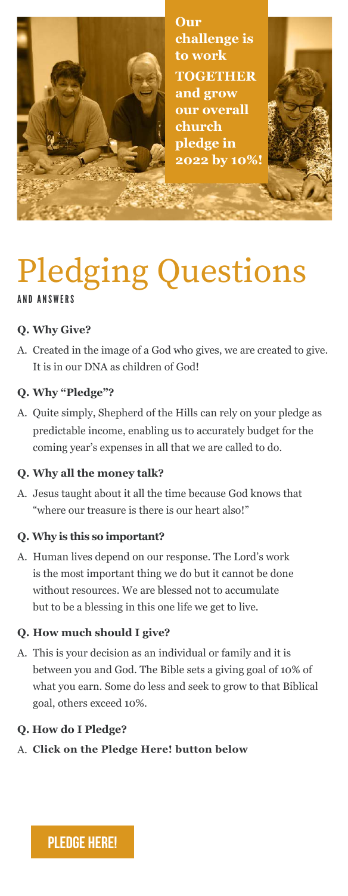**Our challenge is to work TOGETHER and grow our overall church pledge in 2022 by 10%!**

# Pledging Questions

AND ANSWERS

**Q. Why Give?**

A. Created in the image of a God who gives, we are created to give. It is in our DNA as children of God!

**Q. Why "Pledge"?**

A. Quite simply, Shepherd of the Hills can rely on your pledge as predictable income, enabling us to accurately budget for the coming year's expenses in all that we are called to do.

**Q. Why all the money talk?**

A. Jesus taught about it all the time because God knows that "where our treasure is there is our heart also!"

**Q. Why is this so important?**

A. Human lives depend on our response. The Lord's work is the most important thing we do but it cannot be done without resources. We are blessed not to accumulate but to be a blessing in this one life we get to live.

**Q. How much should I give?**

A. This is your decision as an individual or family and it is between you and God. The Bible sets a giving goal of 10% of what you earn. Some do less and seek to grow to that Biblical goal, others exceed 10%.

**Q. How do I Pledge?**

A. **Click on the Pledge Here! button below**

PLEDGE HERE!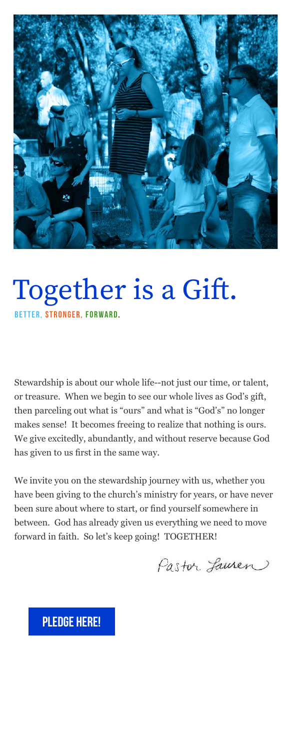# Together is a Gift.

**BETTER, STRONGER, FORWARD.**

Stewardship is about our whole life--not just our time, or talent, or treasure. When we begin to see our whole lives as God's gift, then parceling out what is "ours" and what is "God's" no longer makes sense! It becomes freeing to realize that nothing is ours. We give excitedly, abundantly, and without reserve because God has given to us first in the same way.

We invite you on the stewardship journey with us, whether you have been giving to the church's ministry for years, or have never been sure about where to start, or find yourself somewhere in between. God has already given us everything we need to move forward in faith. So let's keep going! TOGETHER!

Pastor Lauren

**PLEDGE HERE!**